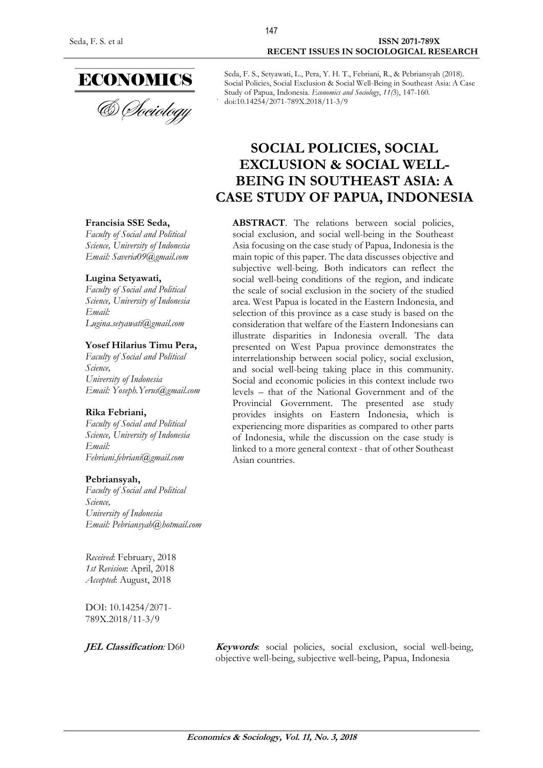ECONOMICS

& Sociology

Seda, F. S., Setyawati, L., Pera, Y. H. T., Febriani, R., & Pebriansyah (2018). Social Policies, Social Exclusion & Social Well-Being in Southeast Asia: A Case Study of Papua, Indonesia. *Economics and Sociology*, *11(*3), 147-160. doi:10.14254/2071-789X.2018/11-3/9

# SOCIAL POLICIES, SOCIAL EXCLUSION & SOCIAL WELL-BEING IN SOUTHEAST ASIA: A CASE STUDY OF PAPUA, INDONESIA

**Francisia SSE Seda,**
*Faculty of Social and Political Science, University of Indonesia*
*Email: Saveria09@gmail.com*

**Lugina Setyawati,**
*Faculty of Social and Political Science, University of Indonesia*
*Email: Lugina.setyawati@gmail.com*

**Yosef Hilarius Timu Pera,**
*Faculty of Social and Political Science, University of Indonesia*
*Email: Yoseph.Yerus@gmail.com*

**Rika Febriani,**
*Faculty of Social and Political Science, University of Indonesia*
*Email: Febriani.febriani@gmail.com*

**Pebriansyah,**
*Faculty of Social and Political Science, University of Indonesia*
*Email: Pebriansyah@hotmail.com*

*Received*: February, 2018
*1st Revision*: April, 2018
*Accepted*: August, 2018

DOI: 10.14254/2071-789X.2018/11-3/9

**ABSTRACT**. The relations between social policies, social exclusion, and social well-being in the Southeast Asia focusing on the case study of Papua, Indonesia is the main topic of this paper. The data discusses objective and subjective well-being. Both indicators can reflect the social well-being conditions of the region, and indicate the scale of social exclusion in the society of the studied area. West Papua is located in the Eastern Indonesia, and selection of this province as a case study is based on the consideration that welfare of the Eastern Indonesians can illustrate disparities in Indonesia overall. The data presented on West Papua province demonstrates the interrelationship between social policy, social exclusion, and social well-being taking place in this community. Social and economic policies in this context include two levels – that of the National Government and of the Provincial Government. The presented ase study provides insights on Eastern Indonesia, which is experiencing more disparities as compared to other parts of Indonesia, while the discussion on the case study is linked to a more general context - that of other Southeast Asian countries.

***JEL Classification*:** D60

***Keywords***: social policies, social exclusion, social well-being, objective well-being, subjective well-being, Papua, Indonesia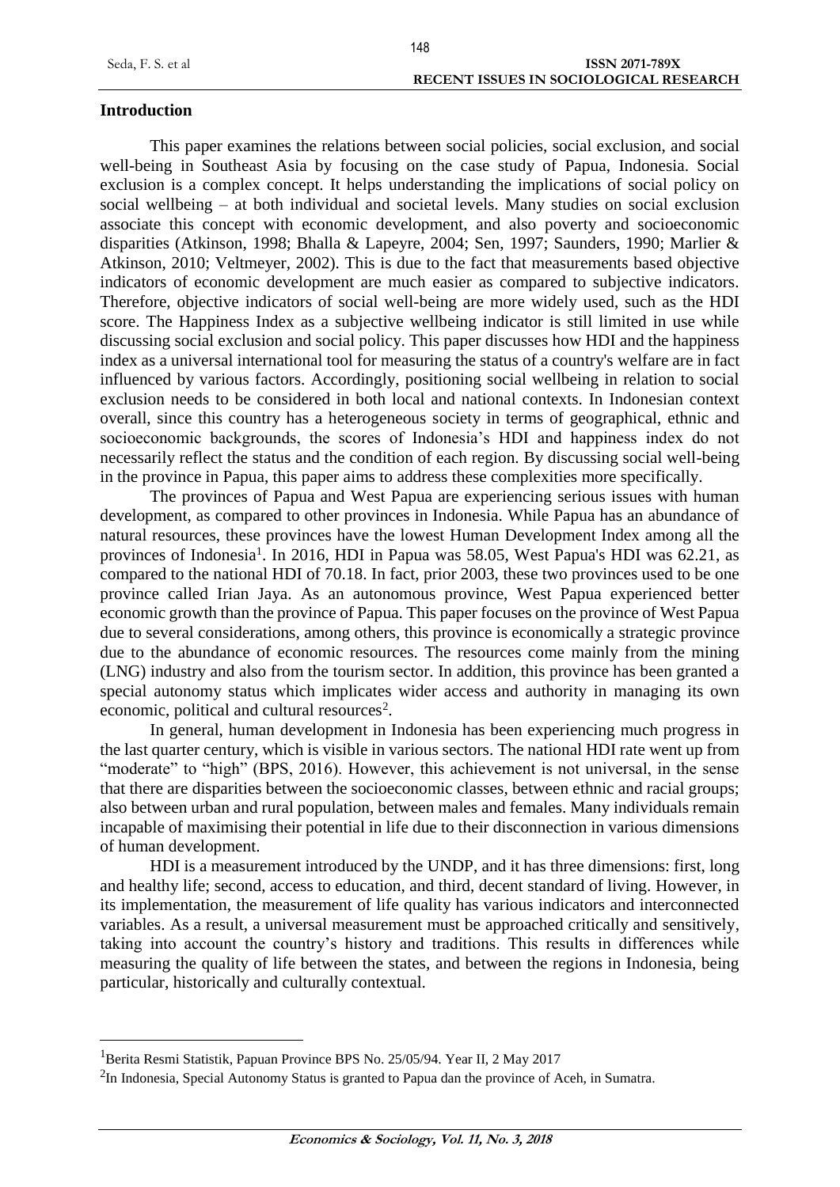## Introduction

This paper examines the relations between social policies, social exclusion, and social well-being in Southeast Asia by focusing on the case study of Papua, Indonesia. Social exclusion is a complex concept. It helps understanding the implications of social policy on social wellbeing – at both individual and societal levels. Many studies on social exclusion associate this concept with economic development, and also poverty and socioeconomic disparities (Atkinson, 1998; Bhalla & Lapeyre, 2004; Sen, 1997; Saunders, 1990; Marlier & Atkinson, 2010; Veltmeyer, 2002). This is due to the fact that measurements based objective indicators of economic development are much easier as compared to subjective indicators. Therefore, objective indicators of social well-being are more widely used, such as the HDI score. The Happiness Index as a subjective wellbeing indicator is still limited in use while discussing social exclusion and social policy. This paper discusses how HDI and the happiness index as a universal international tool for measuring the status of a country's welfare are in fact influenced by various factors. Accordingly, positioning social wellbeing in relation to social exclusion needs to be considered in both local and national contexts. In Indonesian context overall, since this country has a heterogeneous society in terms of geographical, ethnic and socioeconomic backgrounds, the scores of Indonesia's HDI and happiness index do not necessarily reflect the status and the condition of each region. By discussing social well-being in the province in Papua, this paper aims to address these complexities more specifically.

The provinces of Papua and West Papua are experiencing serious issues with human development, as compared to other provinces in Indonesia. While Papua has an abundance of natural resources, these provinces have the lowest Human Development Index among all the provinces of Indonesia[1]. In 2016, HDI in Papua was 58.05, West Papua's HDI was 62.21, as compared to the national HDI of 70.18. In fact, prior 2003, these two provinces used to be one province called Irian Jaya. As an autonomous province, West Papua experienced better economic growth than the province of Papua. This paper focuses on the province of West Papua due to several considerations, among others, this province is economically a strategic province due to the abundance of economic resources. The resources come mainly from the mining (LNG) industry and also from the tourism sector. In addition, this province has been granted a special autonomy status which implicates wider access and authority in managing its own economic, political and cultural resources[2].

In general, human development in Indonesia has been experiencing much progress in the last quarter century, which is visible in various sectors. The national HDI rate went up from "moderate" to "high" (BPS, 2016). However, this achievement is not universal, in the sense that there are disparities between the socioeconomic classes, between ethnic and racial groups; also between urban and rural population, between males and females. Many individuals remain incapable of maximising their potential in life due to their disconnection in various dimensions of human development.

HDI is a measurement introduced by the UNDP, and it has three dimensions: first, long and healthy life; second, access to education, and third, decent standard of living. However, in its implementation, the measurement of life quality has various indicators and interconnected variables. As a result, a universal measurement must be approached critically and sensitively, taking into account the country's history and traditions. This results in differences while measuring the quality of life between the states, and between the regions in Indonesia, being particular, historically and culturally contextual.

---

[1] Berita Resmi Statistik, Papuan Province BPS No. 25/05/94. Year II, 2 May 2017

[2] In Indonesia, Special Autonomy Status is granted to Papua dan the province of Aceh, in Sumatra.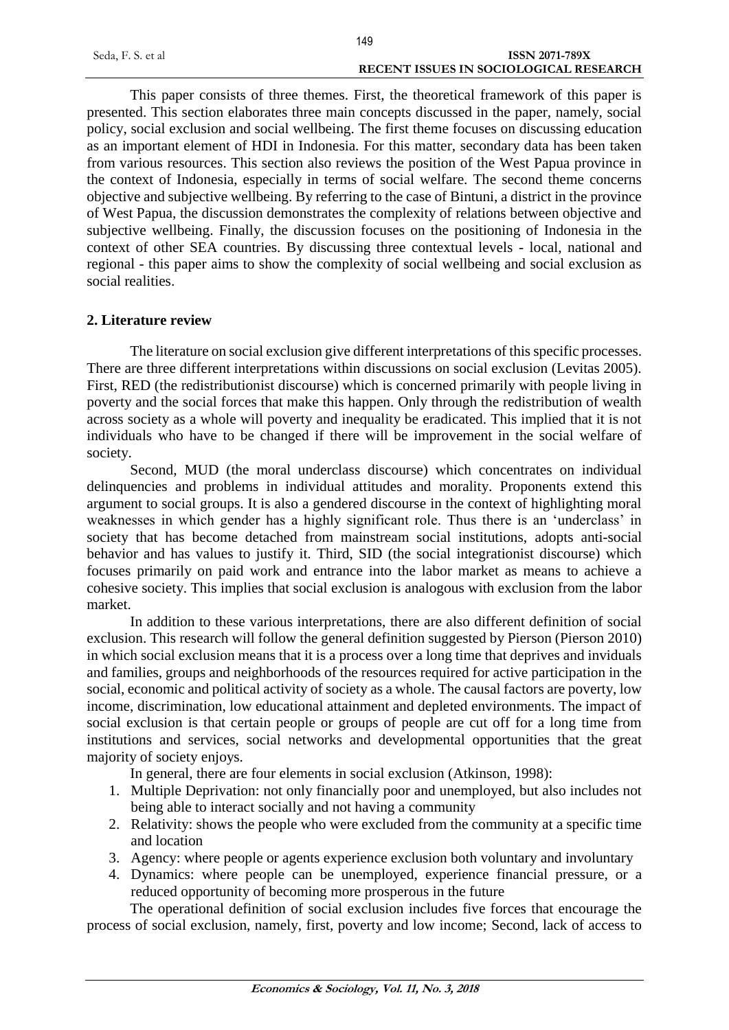This paper consists of three themes. First, the theoretical framework of this paper is presented. This section elaborates three main concepts discussed in the paper, namely, social policy, social exclusion and social wellbeing. The first theme focuses on discussing education as an important element of HDI in Indonesia. For this matter, secondary data has been taken from various resources. This section also reviews the position of the West Papua province in the context of Indonesia, especially in terms of social welfare. The second theme concerns objective and subjective wellbeing. By referring to the case of Bintuni, a district in the province of West Papua, the discussion demonstrates the complexity of relations between objective and subjective wellbeing. Finally, the discussion focuses on the positioning of Indonesia in the context of other SEA countries. By discussing three contextual levels - local, national and regional - this paper aims to show the complexity of social wellbeing and social exclusion as social realities.

## 2. Literature review

The literature on social exclusion give different interpretations of this specific processes. There are three different interpretations within discussions on social exclusion (Levitas 2005). First, RED (the redistributionist discourse) which is concerned primarily with people living in poverty and the social forces that make this happen. Only through the redistribution of wealth across society as a whole will poverty and inequality be eradicated. This implied that it is not individuals who have to be changed if there will be improvement in the social welfare of society.

Second, MUD (the moral underclass discourse) which concentrates on individual delinquencies and problems in individual attitudes and morality. Proponents extend this argument to social groups. It is also a gendered discourse in the context of highlighting moral weaknesses in which gender has a highly significant role. Thus there is an 'underclass' in society that has become detached from mainstream social institutions, adopts anti-social behavior and has values to justify it. Third, SID (the social integrationist discourse) which focuses primarily on paid work and entrance into the labor market as means to achieve a cohesive society. This implies that social exclusion is analogous with exclusion from the labor market.

In addition to these various interpretations, there are also different definition of social exclusion. This research will follow the general definition suggested by Pierson (Pierson 2010) in which social exclusion means that it is a process over a long time that deprives and inviduals and families, groups and neighborhoods of the resources required for active participation in the social, economic and political activity of society as a whole. The causal factors are poverty, low income, discrimination, low educational attainment and depleted environments. The impact of social exclusion is that certain people or groups of people are cut off for a long time from institutions and services, social networks and developmental opportunities that the great majority of society enjoys.

In general, there are four elements in social exclusion (Atkinson, 1998):

1. Multiple Deprivation: not only financially poor and unemployed, but also includes not being able to interact socially and not having a community
2. Relativity: shows the people who were excluded from the community at a specific time and location
3. Agency: where people or agents experience exclusion both voluntary and involuntary
4. Dynamics: where people can be unemployed, experience financial pressure, or a reduced opportunity of becoming more prosperous in the future

The operational definition of social exclusion includes five forces that encourage the process of social exclusion, namely, first, poverty and low income; Second, lack of access to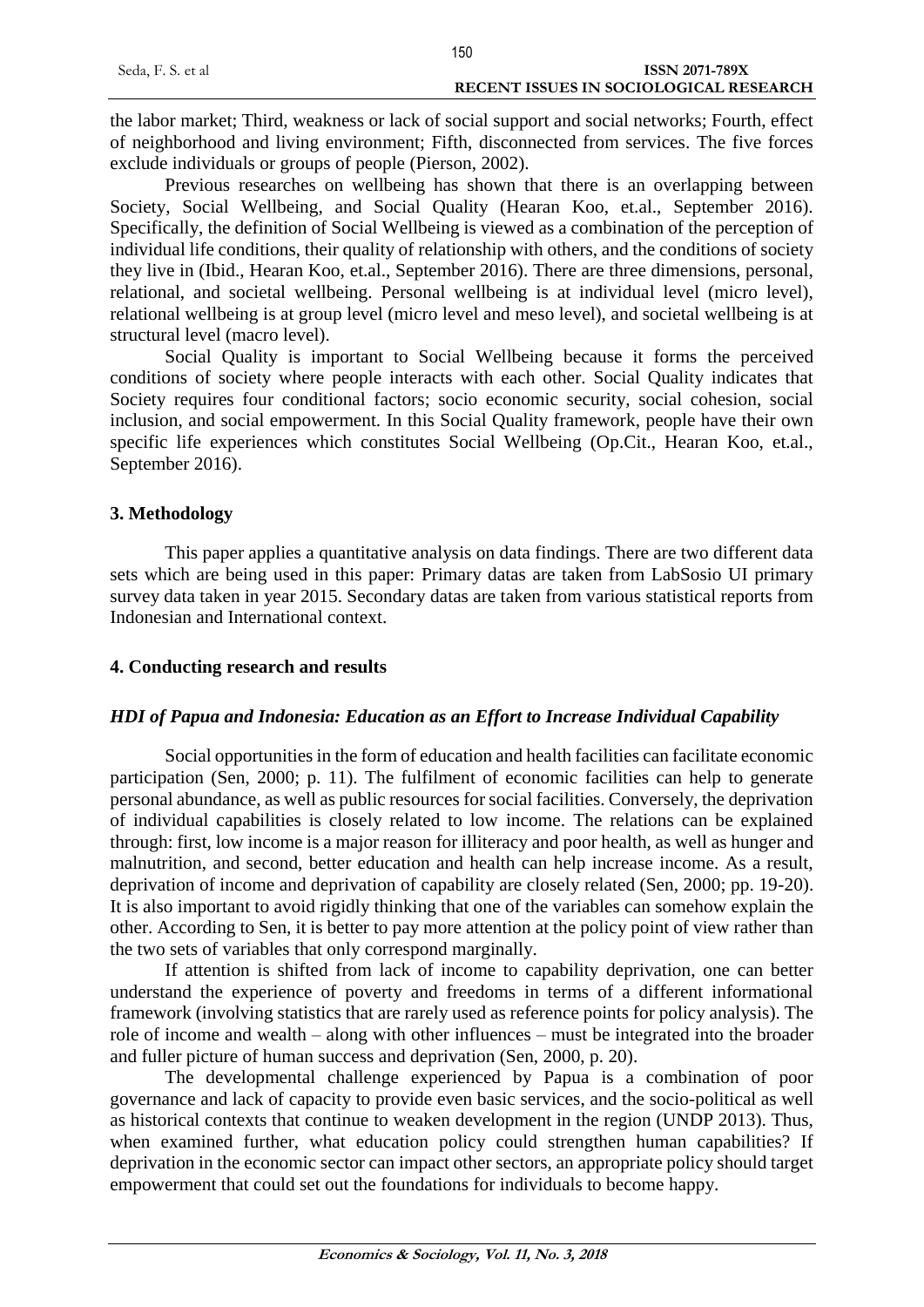the labor market; Third, weakness or lack of social support and social networks; Fourth, effect of neighborhood and living environment; Fifth, disconnected from services. The five forces exclude individuals or groups of people (Pierson, 2002).

Previous researches on wellbeing has shown that there is an overlapping between Society, Social Wellbeing, and Social Quality (Hearan Koo, et.al., September 2016). Specifically, the definition of Social Wellbeing is viewed as a combination of the perception of individual life conditions, their quality of relationship with others, and the conditions of society they live in (Ibid., Hearan Koo, et.al., September 2016). There are three dimensions, personal, relational, and societal wellbeing. Personal wellbeing is at individual level (micro level), relational wellbeing is at group level (micro level and meso level), and societal wellbeing is at structural level (macro level).

Social Quality is important to Social Wellbeing because it forms the perceived conditions of society where people interacts with each other. Social Quality indicates that Society requires four conditional factors; socio economic security, social cohesion, social inclusion, and social empowerment. In this Social Quality framework, people have their own specific life experiences which constitutes Social Wellbeing (Op.Cit., Hearan Koo, et.al., September 2016).

## 3. Methodology

This paper applies a quantitative analysis on data findings. There are two different data sets which are being used in this paper: Primary datas are taken from LabSosio UI primary survey data taken in year 2015. Secondary datas are taken from various statistical reports from Indonesian and International context.

## 4. Conducting research and results

### *HDI of Papua and Indonesia: Education as an Effort to Increase Individual Capability*

Social opportunities in the form of education and health facilities can facilitate economic participation (Sen, 2000; p. 11). The fulfilment of economic facilities can help to generate personal abundance, as well as public resources for social facilities. Conversely, the deprivation of individual capabilities is closely related to low income. The relations can be explained through: first, low income is a major reason for illiteracy and poor health, as well as hunger and malnutrition, and second, better education and health can help increase income. As a result, deprivation of income and deprivation of capability are closely related (Sen, 2000; pp. 19-20). It is also important to avoid rigidly thinking that one of the variables can somehow explain the other. According to Sen, it is better to pay more attention at the policy point of view rather than the two sets of variables that only correspond marginally.

If attention is shifted from lack of income to capability deprivation, one can better understand the experience of poverty and freedoms in terms of a different informational framework (involving statistics that are rarely used as reference points for policy analysis). The role of income and wealth – along with other influences – must be integrated into the broader and fuller picture of human success and deprivation (Sen, 2000, p. 20).

The developmental challenge experienced by Papua is a combination of poor governance and lack of capacity to provide even basic services, and the socio-political as well as historical contexts that continue to weaken development in the region (UNDP 2013). Thus, when examined further, what education policy could strengthen human capabilities? If deprivation in the economic sector can impact other sectors, an appropriate policy should target empowerment that could set out the foundations for individuals to become happy.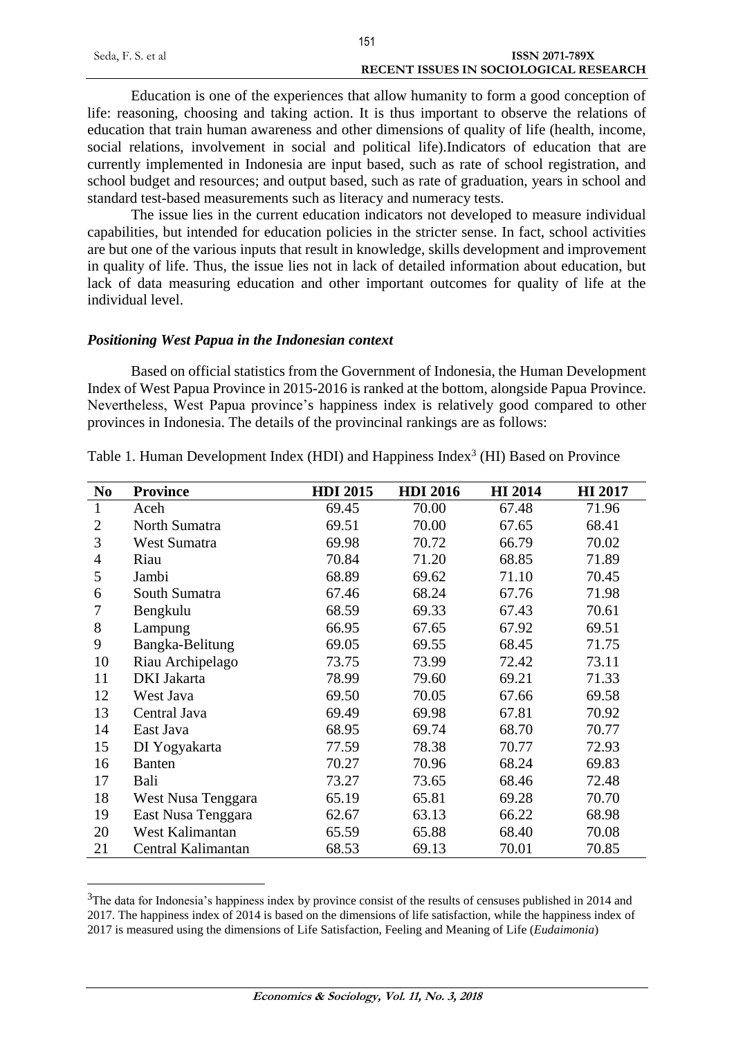Education is one of the experiences that allow humanity to form a good conception of life: reasoning, choosing and taking action. It is thus important to observe the relations of education that train human awareness and other dimensions of quality of life (health, income, social relations, involvement in social and political life).Indicators of education that are currently implemented in Indonesia are input based, such as rate of school registration, and school budget and resources; and output based, such as rate of graduation, years in school and standard test-based measurements such as literacy and numeracy tests.

The issue lies in the current education indicators not developed to measure individual capabilities, but intended for education policies in the stricter sense. In fact, school activities are but one of the various inputs that result in knowledge, skills development and improvement in quality of life. Thus, the issue lies not in lack of detailed information about education, but lack of data measuring education and other important outcomes for quality of life at the individual level.

### *Positioning West Papua in the Indonesian context*

Based on official statistics from the Government of Indonesia, the Human Development Index of West Papua Province in 2015-2016 is ranked at the bottom, alongside Papua Province. Nevertheless, West Papua province's happiness index is relatively good compared to other provinces in Indonesia. The details of the provincinal rankings are as follows:

Table 1. Human Development Index (HDI) and Happiness Index[3] (HI) Based on Province

| No | Province | HDI 2015 | HDI 2016 | HI 2014 | HI 2017 |
|---|---|---|---|---|---|
| 1 | Aceh | 69.45 | 70.00 | 67.48 | 71.96 |
| 2 | North Sumatra | 69.51 | 70.00 | 67.65 | 68.41 |
| 3 | West Sumatra | 69.98 | 70.72 | 66.79 | 70.02 |
| 4 | Riau | 70.84 | 71.20 | 68.85 | 71.89 |
| 5 | Jambi | 68.89 | 69.62 | 71.10 | 70.45 |
| 6 | South Sumatra | 67.46 | 68.24 | 67.76 | 71.98 |
| 7 | Bengkulu | 68.59 | 69.33 | 67.43 | 70.61 |
| 8 | Lampung | 66.95 | 67.65 | 67.92 | 69.51 |
| 9 | Bangka-Belitung | 69.05 | 69.55 | 68.45 | 71.75 |
| 10 | Riau Archipelago | 73.75 | 73.99 | 72.42 | 73.11 |
| 11 | DKI Jakarta | 78.99 | 79.60 | 69.21 | 71.33 |
| 12 | West Java | 69.50 | 70.05 | 67.66 | 69.58 |
| 13 | Central Java | 69.49 | 69.98 | 67.81 | 70.92 |
| 14 | East Java | 68.95 | 69.74 | 68.70 | 70.77 |
| 15 | DI Yogyakarta | 77.59 | 78.38 | 70.77 | 72.93 |
| 16 | Banten | 70.27 | 70.96 | 68.24 | 69.83 |
| 17 | Bali | 73.27 | 73.65 | 68.46 | 72.48 |
| 18 | West Nusa Tenggara | 65.19 | 65.81 | 69.28 | 70.70 |
| 19 | East Nusa Tenggara | 62.67 | 63.13 | 66.22 | 68.98 |
| 20 | West Kalimantan | 65.59 | 65.88 | 68.40 | 70.08 |
| 21 | Central Kalimantan | 68.53 | 69.13 | 70.01 | 70.85 |

[3]The data for Indonesia's happiness index by province consist of the results of censuses published in 2014 and 2017. The happiness index of 2014 is based on the dimensions of life satisfaction, while the happiness index of 2017 is measured using the dimensions of Life Satisfaction, Feeling and Meaning of Life (*Eudaimonia*)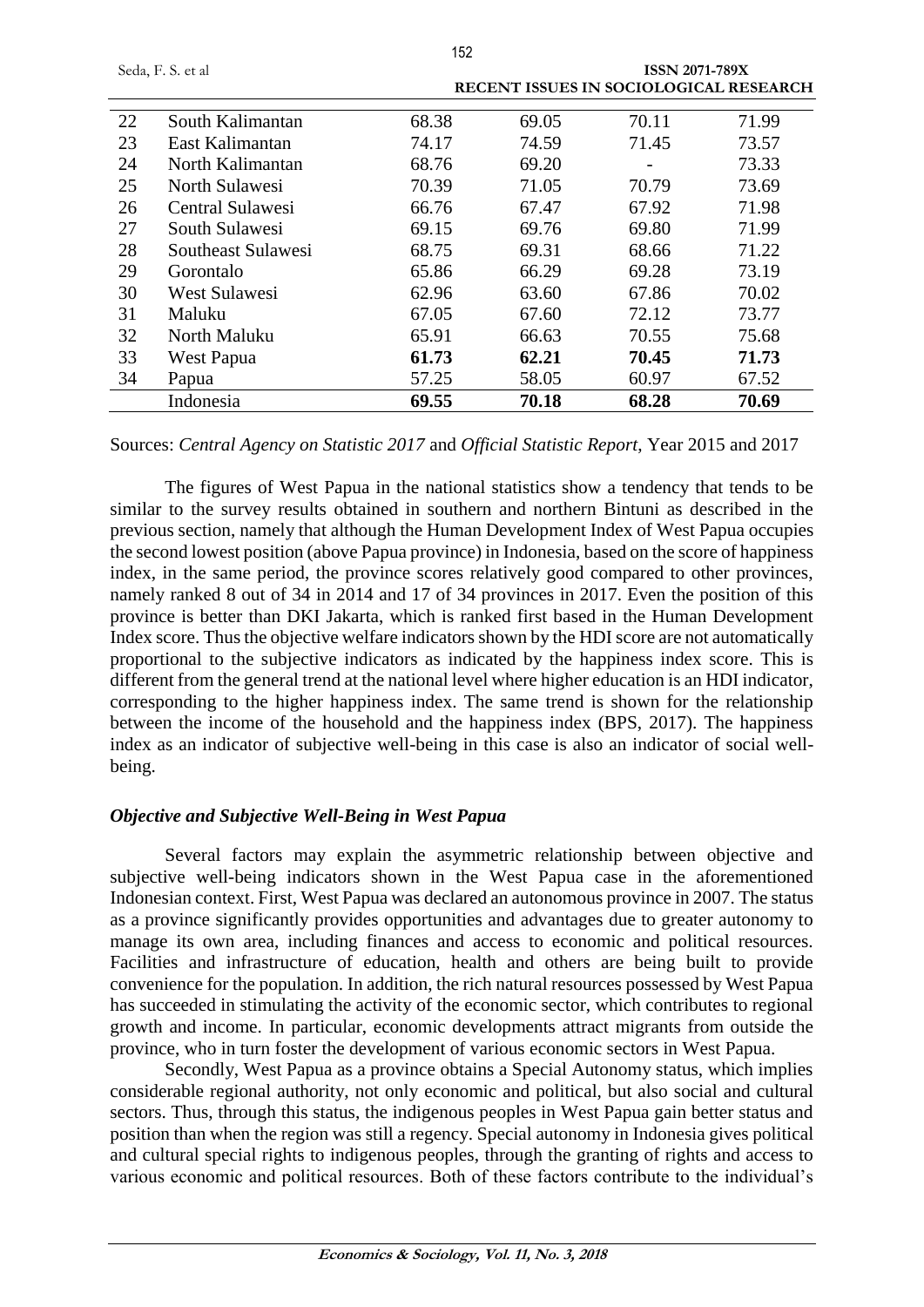| 22 | South Kalimantan | 68.38 | 69.05 | 70.11 | 71.99 |
|---|---|---|---|---|---|
| 23 | East Kalimantan | 74.17 | 74.59 | 71.45 | 73.57 |
| 24 | North Kalimantan | 68.76 | 69.20 | - | 73.33 |
| 25 | North Sulawesi | 70.39 | 71.05 | 70.79 | 73.69 |
| 26 | Central Sulawesi | 66.76 | 67.47 | 67.92 | 71.98 |
| 27 | South Sulawesi | 69.15 | 69.76 | 69.80 | 71.99 |
| 28 | Southeast Sulawesi | 68.75 | 69.31 | 68.66 | 71.22 |
| 29 | Gorontalo | 65.86 | 66.29 | 69.28 | 73.19 |
| 30 | West Sulawesi | 62.96 | 63.60 | 67.86 | 70.02 |
| 31 | Maluku | 67.05 | 67.60 | 72.12 | 73.77 |
| 32 | North Maluku | 65.91 | 66.63 | 70.55 | 75.68 |
| 33 | West Papua | **61.73** | **62.21** | **70.45** | **71.73** |
| 34 | Papua | 57.25 | 58.05 | 60.97 | 67.52 |
| | Indonesia | **69.55** | **70.18** | **68.28** | **70.69** |

Sources: *Central Agency on Statistic 2017* and *Official Statistic Report*, Year 2015 and 2017

The figures of West Papua in the national statistics show a tendency that tends to be similar to the survey results obtained in southern and northern Bintuni as described in the previous section, namely that although the Human Development Index of West Papua occupies the second lowest position (above Papua province) in Indonesia, based on the score of happiness index, in the same period, the province scores relatively good compared to other provinces, namely ranked 8 out of 34 in 2014 and 17 of 34 provinces in 2017. Even the position of this province is better than DKI Jakarta, which is ranked first based in the Human Development Index score. Thus the objective welfare indicators shown by the HDI score are not automatically proportional to the subjective indicators as indicated by the happiness index score. This is different from the general trend at the national level where higher education is an HDI indicator, corresponding to the higher happiness index. The same trend is shown for the relationship between the income of the household and the happiness index (BPS, 2017). The happiness index as an indicator of subjective well-being in this case is also an indicator of social well-being.

### *Objective and Subjective Well-Being in West Papua*

Several factors may explain the asymmetric relationship between objective and subjective well-being indicators shown in the West Papua case in the aforementioned Indonesian context. First, West Papua was declared an autonomous province in 2007. The status as a province significantly provides opportunities and advantages due to greater autonomy to manage its own area, including finances and access to economic and political resources. Facilities and infrastructure of education, health and others are being built to provide convenience for the population. In addition, the rich natural resources possessed by West Papua has succeeded in stimulating the activity of the economic sector, which contributes to regional growth and income. In particular, economic developments attract migrants from outside the province, who in turn foster the development of various economic sectors in West Papua.

Secondly, West Papua as a province obtains a Special Autonomy status, which implies considerable regional authority, not only economic and political, but also social and cultural sectors. Thus, through this status, the indigenous peoples in West Papua gain better status and position than when the region was still a regency. Special autonomy in Indonesia gives political and cultural special rights to indigenous peoples, through the granting of rights and access to various economic and political resources. Both of these factors contribute to the individual's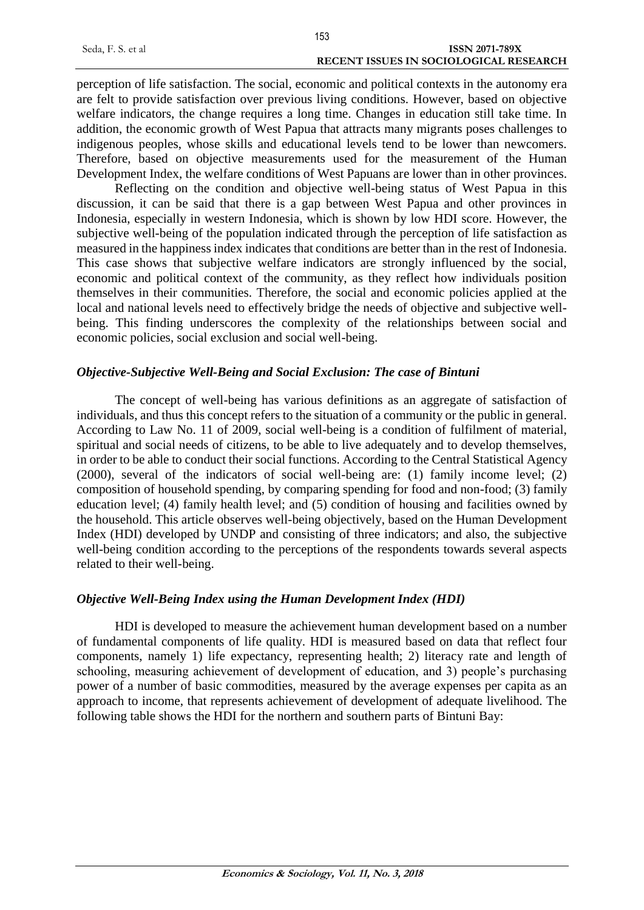perception of life satisfaction. The social, economic and political contexts in the autonomy era are felt to provide satisfaction over previous living conditions. However, based on objective welfare indicators, the change requires a long time. Changes in education still take time. In addition, the economic growth of West Papua that attracts many migrants poses challenges to indigenous peoples, whose skills and educational levels tend to be lower than newcomers. Therefore, based on objective measurements used for the measurement of the Human Development Index, the welfare conditions of West Papuans are lower than in other provinces.

Reflecting on the condition and objective well-being status of West Papua in this discussion, it can be said that there is a gap between West Papua and other provinces in Indonesia, especially in western Indonesia, which is shown by low HDI score. However, the subjective well-being of the population indicated through the perception of life satisfaction as measured in the happiness index indicates that conditions are better than in the rest of Indonesia. This case shows that subjective welfare indicators are strongly influenced by the social, economic and political context of the community, as they reflect how individuals position themselves in their communities. Therefore, the social and economic policies applied at the local and national levels need to effectively bridge the needs of objective and subjective well-being. This finding underscores the complexity of the relationships between social and economic policies, social exclusion and social well-being.

### *Objective-Subjective Well-Being and Social Exclusion: The case of Bintuni*

The concept of well-being has various definitions as an aggregate of satisfaction of individuals, and thus this concept refers to the situation of a community or the public in general. According to Law No. 11 of 2009, social well-being is a condition of fulfilment of material, spiritual and social needs of citizens, to be able to live adequately and to develop themselves, in order to be able to conduct their social functions. According to the Central Statistical Agency (2000), several of the indicators of social well-being are: (1) family income level; (2) composition of household spending, by comparing spending for food and non-food; (3) family education level; (4) family health level; and (5) condition of housing and facilities owned by the household. This article observes well-being objectively, based on the Human Development Index (HDI) developed by UNDP and consisting of three indicators; and also, the subjective well-being condition according to the perceptions of the respondents towards several aspects related to their well-being.

### *Objective Well-Being Index using the Human Development Index (HDI)*

HDI is developed to measure the achievement human development based on a number of fundamental components of life quality. HDI is measured based on data that reflect four components, namely 1) life expectancy, representing health; 2) literacy rate and length of schooling, measuring achievement of development of education, and 3) people's purchasing power of a number of basic commodities, measured by the average expenses per capita as an approach to income, that represents achievement of development of adequate livelihood. The following table shows the HDI for the northern and southern parts of Bintuni Bay: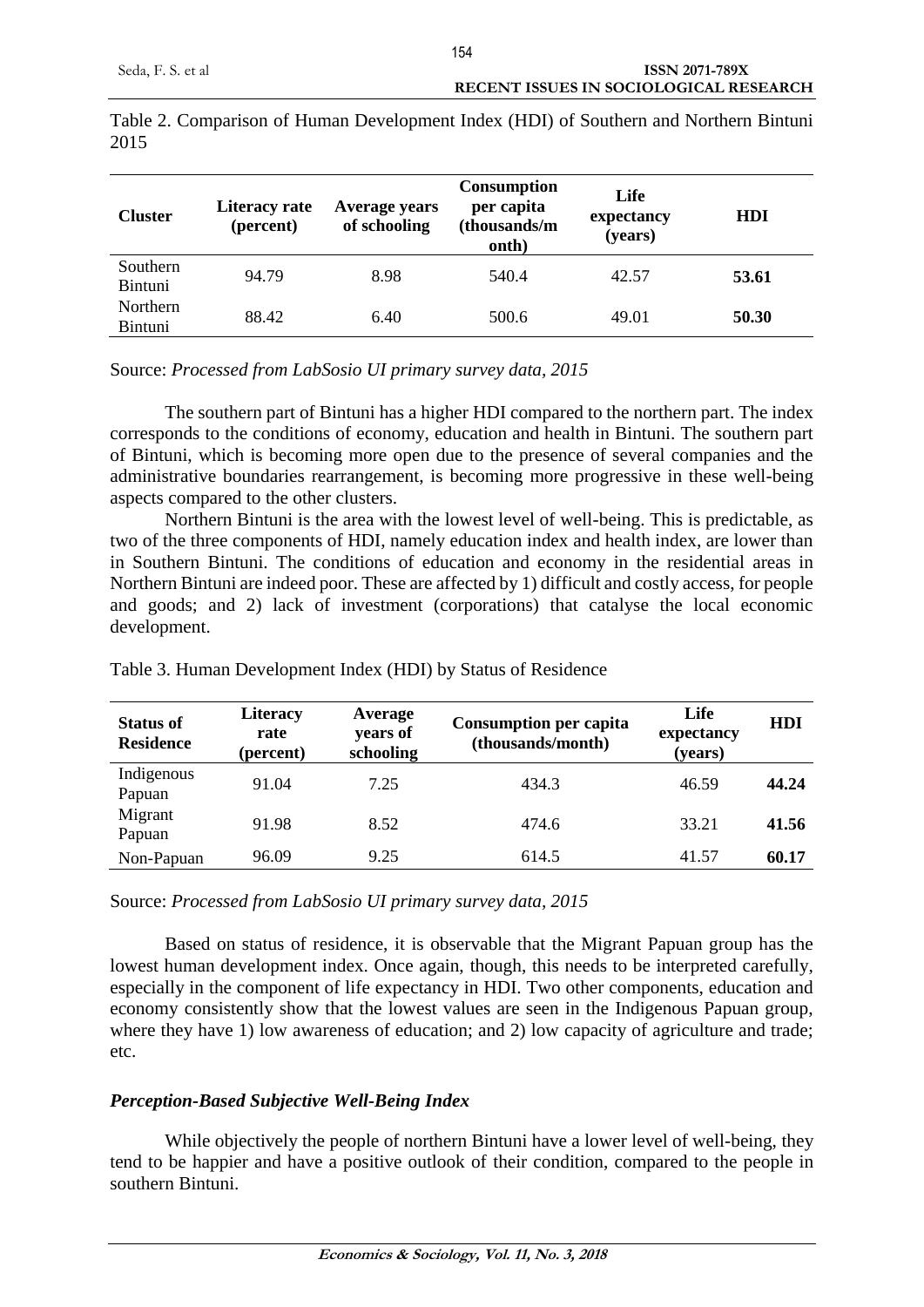Table 2. Comparison of Human Development Index (HDI) of Southern and Northern Bintuni 2015

| Cluster | Literacy rate (percent) | Average years of schooling | Consumption per capita (thousands/month) | Life expectancy (years) | HDI |
|---|---|---|---|---|---|
| Southern Bintuni | 94.79 | 8.98 | 540.4 | 42.57 | **53.61** |
| Northern Bintuni | 88.42 | 6.40 | 500.6 | 49.01 | **50.30** |

Source: *Processed from LabSosio UI primary survey data, 2015*

The southern part of Bintuni has a higher HDI compared to the northern part. The index corresponds to the conditions of economy, education and health in Bintuni. The southern part of Bintuni, which is becoming more open due to the presence of several companies and the administrative boundaries rearrangement, is becoming more progressive in these well-being aspects compared to the other clusters.

Northern Bintuni is the area with the lowest level of well-being. This is predictable, as two of the three components of HDI, namely education index and health index, are lower than in Southern Bintuni. The conditions of education and economy in the residential areas in Northern Bintuni are indeed poor. These are affected by 1) difficult and costly access, for people and goods; and 2) lack of investment (corporations) that catalyse the local economic development.

Table 3. Human Development Index (HDI) by Status of Residence

| Status of Residence | Literacy rate (percent) | Average years of schooling | Consumption per capita (thousands/month) | Life expectancy (years) | HDI |
|---|---|---|---|---|---|
| Indigenous Papuan | 91.04 | 7.25 | 434.3 | 46.59 | **44.24** |
| Migrant Papuan | 91.98 | 8.52 | 474.6 | 33.21 | **41.56** |
| Non-Papuan | 96.09 | 9.25 | 614.5 | 41.57 | **60.17** |

Source: *Processed from LabSosio UI primary survey data, 2015*

Based on status of residence, it is observable that the Migrant Papuan group has the lowest human development index. Once again, though, this needs to be interpreted carefully, especially in the component of life expectancy in HDI. Two other components, education and economy consistently show that the lowest values are seen in the Indigenous Papuan group, where they have 1) low awareness of education; and 2) low capacity of agriculture and trade; etc.

### *Perception-Based Subjective Well-Being Index*

While objectively the people of northern Bintuni have a lower level of well-being, they tend to be happier and have a positive outlook of their condition, compared to the people in southern Bintuni.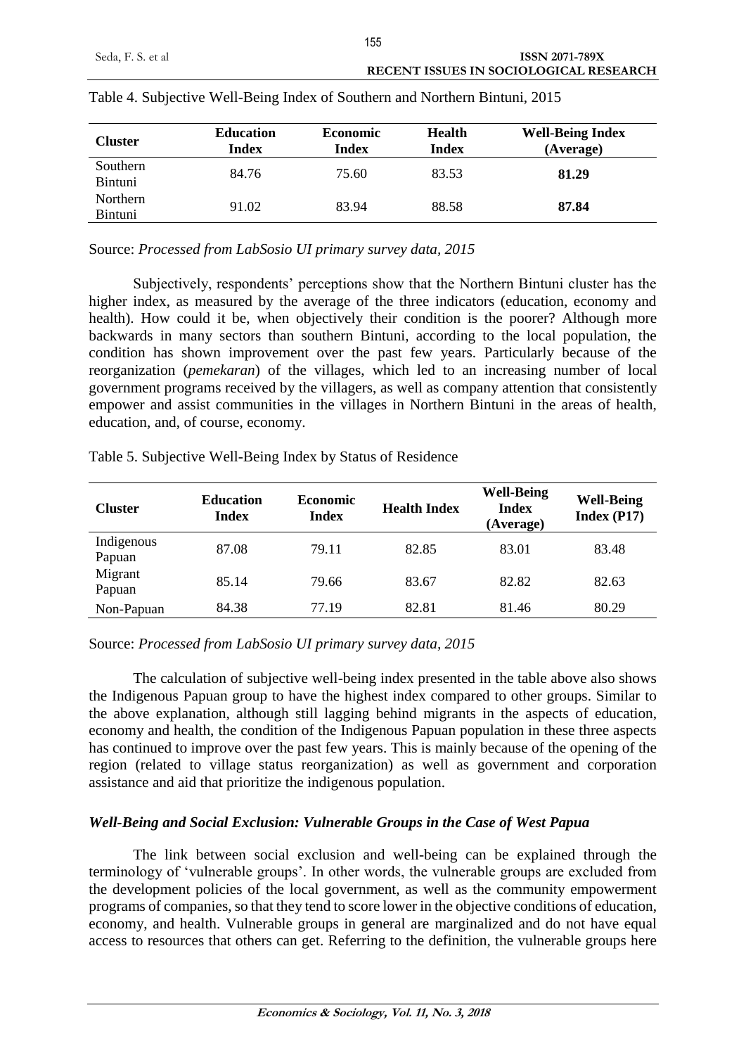Table 4. Subjective Well-Being Index of Southern and Northern Bintuni, 2015

| Cluster | Education Index | Economic Index | Health Index | Well-Being Index (Average) |
|---|---|---|---|---|
| Southern Bintuni | 84.76 | 75.60 | 83.53 | **81.29** |
| Northern Bintuni | 91.02 | 83.94 | 88.58 | **87.84** |

Source: *Processed from LabSosio UI primary survey data, 2015*

Subjectively, respondents' perceptions show that the Northern Bintuni cluster has the higher index, as measured by the average of the three indicators (education, economy and health). How could it be, when objectively their condition is the poorer? Although more backwards in many sectors than southern Bintuni, according to the local population, the condition has shown improvement over the past few years. Particularly because of the reorganization (*pemekaran*) of the villages, which led to an increasing number of local government programs received by the villagers, as well as company attention that consistently empower and assist communities in the villages in Northern Bintuni in the areas of health, education, and, of course, economy.

Table 5. Subjective Well-Being Index by Status of Residence

| Cluster | Education Index | Economic Index | Health Index | Well-Being Index (Average) | Well-Being Index (P17) |
|---|---|---|---|---|---|
| Indigenous Papuan | 87.08 | 79.11 | 82.85 | 83.01 | 83.48 |
| Migrant Papuan | 85.14 | 79.66 | 83.67 | 82.82 | 82.63 |
| Non-Papuan | 84.38 | 77.19 | 82.81 | 81.46 | 80.29 |

Source: *Processed from LabSosio UI primary survey data, 2015*

The calculation of subjective well-being index presented in the table above also shows the Indigenous Papuan group to have the highest index compared to other groups. Similar to the above explanation, although still lagging behind migrants in the aspects of education, economy and health, the condition of the Indigenous Papuan population in these three aspects has continued to improve over the past few years. This is mainly because of the opening of the region (related to village status reorganization) as well as government and corporation assistance and aid that prioritize the indigenous population.

### *Well-Being and Social Exclusion: Vulnerable Groups in the Case of West Papua*

The link between social exclusion and well-being can be explained through the terminology of 'vulnerable groups'. In other words, the vulnerable groups are excluded from the development policies of the local government, as well as the community empowerment programs of companies, so that they tend to score lower in the objective conditions of education, economy, and health. Vulnerable groups in general are marginalized and do not have equal access to resources that others can get. Referring to the definition, the vulnerable groups here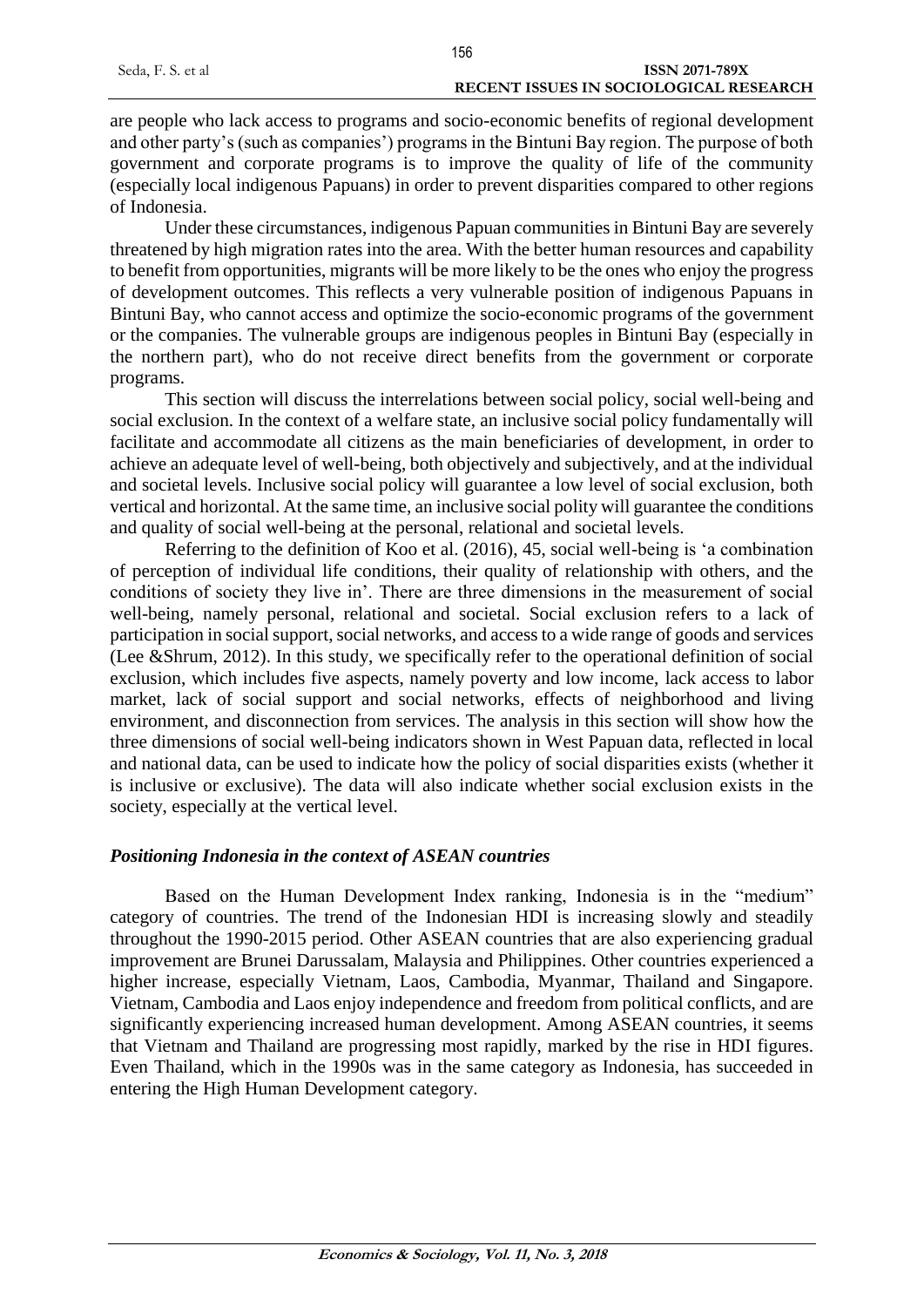are people who lack access to programs and socio-economic benefits of regional development and other party's (such as companies') programs in the Bintuni Bay region. The purpose of both government and corporate programs is to improve the quality of life of the community (especially local indigenous Papuans) in order to prevent disparities compared to other regions of Indonesia.

Under these circumstances, indigenous Papuan communities in Bintuni Bay are severely threatened by high migration rates into the area. With the better human resources and capability to benefit from opportunities, migrants will be more likely to be the ones who enjoy the progress of development outcomes. This reflects a very vulnerable position of indigenous Papuans in Bintuni Bay, who cannot access and optimize the socio-economic programs of the government or the companies. The vulnerable groups are indigenous peoples in Bintuni Bay (especially in the northern part), who do not receive direct benefits from the government or corporate programs.

This section will discuss the interrelations between social policy, social well-being and social exclusion. In the context of a welfare state, an inclusive social policy fundamentally will facilitate and accommodate all citizens as the main beneficiaries of development, in order to achieve an adequate level of well-being, both objectively and subjectively, and at the individual and societal levels. Inclusive social policy will guarantee a low level of social exclusion, both vertical and horizontal. At the same time, an inclusive social polity will guarantee the conditions and quality of social well-being at the personal, relational and societal levels.

Referring to the definition of Koo et al. (2016), 45, social well-being is 'a combination of perception of individual life conditions, their quality of relationship with others, and the conditions of society they live in'. There are three dimensions in the measurement of social well-being, namely personal, relational and societal. Social exclusion refers to a lack of participation in social support, social networks, and access to a wide range of goods and services (Lee &Shrum, 2012). In this study, we specifically refer to the operational definition of social exclusion, which includes five aspects, namely poverty and low income, lack access to labor market, lack of social support and social networks, effects of neighborhood and living environment, and disconnection from services. The analysis in this section will show how the three dimensions of social well-being indicators shown in West Papuan data, reflected in local and national data, can be used to indicate how the policy of social disparities exists (whether it is inclusive or exclusive). The data will also indicate whether social exclusion exists in the society, especially at the vertical level.

### *Positioning Indonesia in the context of ASEAN countries*

Based on the Human Development Index ranking, Indonesia is in the "medium" category of countries. The trend of the Indonesian HDI is increasing slowly and steadily throughout the 1990-2015 period. Other ASEAN countries that are also experiencing gradual improvement are Brunei Darussalam, Malaysia and Philippines. Other countries experienced a higher increase, especially Vietnam, Laos, Cambodia, Myanmar, Thailand and Singapore. Vietnam, Cambodia and Laos enjoy independence and freedom from political conflicts, and are significantly experiencing increased human development. Among ASEAN countries, it seems that Vietnam and Thailand are progressing most rapidly, marked by the rise in HDI figures. Even Thailand, which in the 1990s was in the same category as Indonesia, has succeeded in entering the High Human Development category.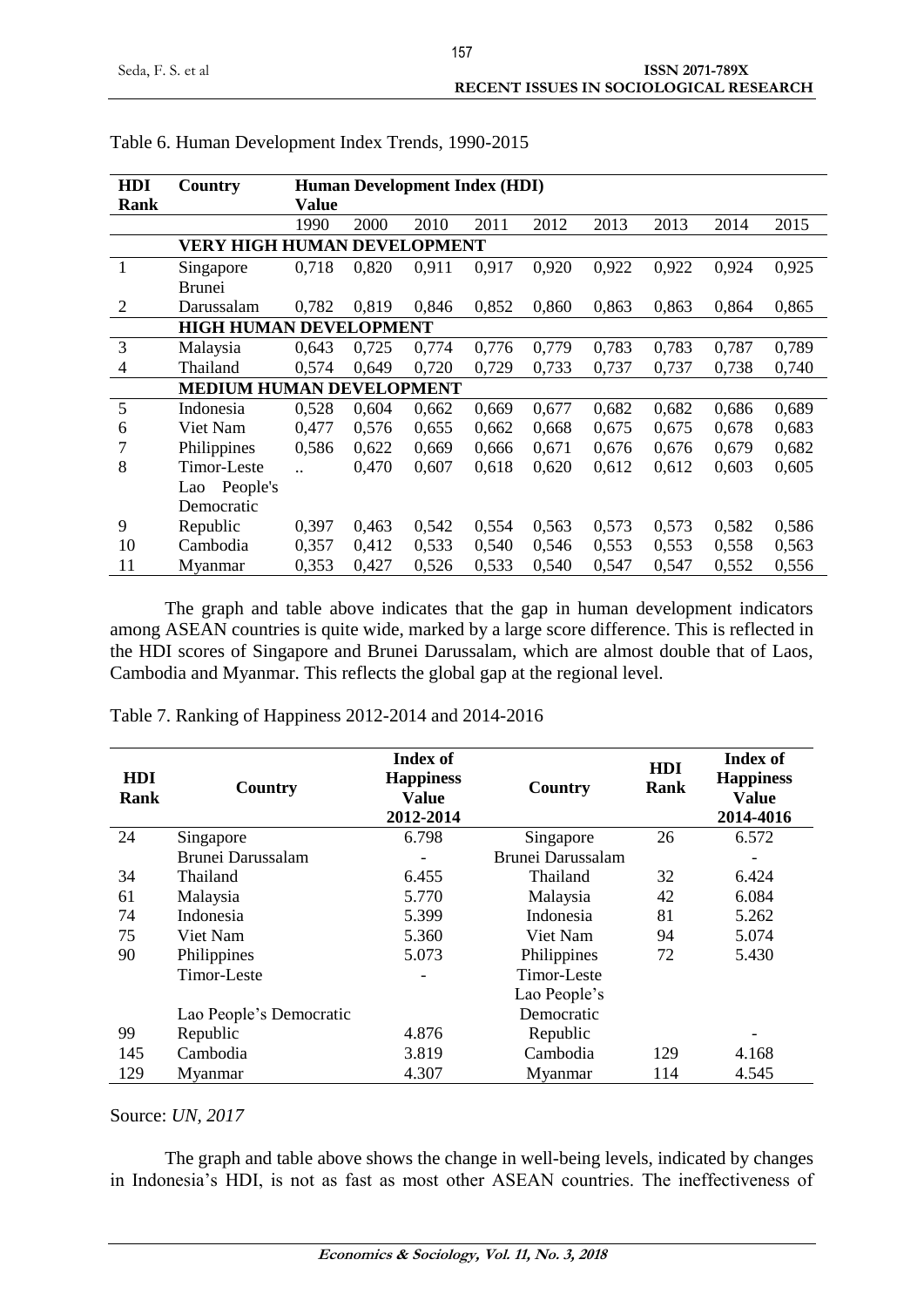Table 6. Human Development Index Trends, 1990-2015

| HDI Rank | Country | Human Development Index (HDI) Value | | | | | | | | |
|---|---|---|---|---|---|---|---|---|---|---|
| | | 1990 | 2000 | 2010 | 2011 | 2012 | 2013 | 2013 | 2014 | 2015 |
| | **VERY HIGH HUMAN DEVELOPMENT** | | | | | | | | | |
| 1 | Singapore | 0,718 | 0,820 | 0,911 | 0,917 | 0,920 | 0,922 | 0,922 | 0,924 | 0,925 |
| 2 | Brunei Darussalam | 0,782 | 0,819 | 0,846 | 0,852 | 0,860 | 0,863 | 0,863 | 0,864 | 0,865 |
| | **HIGH HUMAN DEVELOPMENT** | | | | | | | | | |
| 3 | Malaysia | 0,643 | 0,725 | 0,774 | 0,776 | 0,779 | 0,783 | 0,783 | 0,787 | 0,789 |
| 4 | Thailand | 0,574 | 0,649 | 0,720 | 0,729 | 0,733 | 0,737 | 0,737 | 0,738 | 0,740 |
| | **MEDIUM HUMAN DEVELOPMENT** | | | | | | | | | |
| 5 | Indonesia | 0,528 | 0,604 | 0,662 | 0,669 | 0,677 | 0,682 | 0,682 | 0,686 | 0,689 |
| 6 | Viet Nam | 0,477 | 0,576 | 0,655 | 0,662 | 0,668 | 0,675 | 0,675 | 0,678 | 0,683 |
| 7 | Philippines | 0,586 | 0,622 | 0,669 | 0,666 | 0,671 | 0,676 | 0,676 | 0,679 | 0,682 |
| 8 | Timor-Leste | .. | 0,470 | 0,607 | 0,618 | 0,620 | 0,612 | 0,612 | 0,603 | 0,605 |
| 9 | Lao People's Democratic Republic | 0,397 | 0,463 | 0,542 | 0,554 | 0,563 | 0,573 | 0,573 | 0,582 | 0,586 |
| 10 | Cambodia | 0,357 | 0,412 | 0,533 | 0,540 | 0,546 | 0,553 | 0,553 | 0,558 | 0,563 |
| 11 | Myanmar | 0,353 | 0,427 | 0,526 | 0,533 | 0,540 | 0,547 | 0,547 | 0,552 | 0,556 |

The graph and table above indicates that the gap in human development indicators among ASEAN countries is quite wide, marked by a large score difference. This is reflected in the HDI scores of Singapore and Brunei Darussalam, which are almost double that of Laos, Cambodia and Myanmar. This reflects the global gap at the regional level.

Table 7. Ranking of Happiness 2012-2014 and 2014-2016

| HDI Rank | Country | Index of Happiness Value 2012-2014 | Country | HDI Rank | Index of Happiness Value 2014-4016 |
|---|---|---|---|---|---|
| 24 | Singapore | 6.798 | Singapore | 26 | 6.572 |
| | Brunei Darussalam | - | Brunei Darussalam | | - |
| 34 | Thailand | 6.455 | Thailand | 32 | 6.424 |
| 61 | Malaysia | 5.770 | Malaysia | 42 | 6.084 |
| 74 | Indonesia | 5.399 | Indonesia | 81 | 5.262 |
| 75 | Viet Nam | 5.360 | Viet Nam | 94 | 5.074 |
| 90 | Philippines | 5.073 | Philippines | 72 | 5.430 |
| | Timor-Leste | - | Timor-Leste | | |
| 99 | Lao People's Democratic Republic | 4.876 | Lao People's Democratic Republic | | - |
| 145 | Cambodia | 3.819 | Cambodia | 129 | 4.168 |
| 129 | Myanmar | 4.307 | Myanmar | 114 | 4.545 |

Source: *UN, 2017*

The graph and table above shows the change in well-being levels, indicated by changes in Indonesia's HDI, is not as fast as most other ASEAN countries. The ineffectiveness of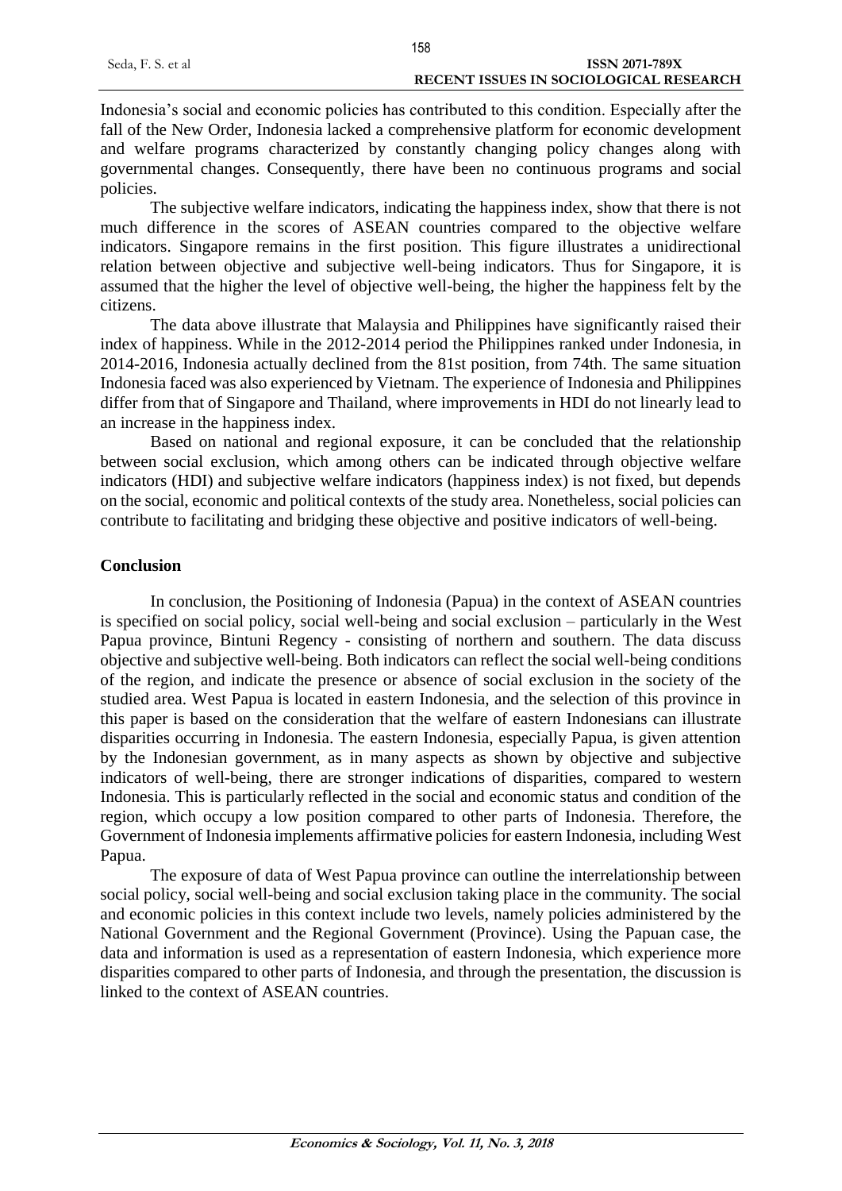Indonesia's social and economic policies has contributed to this condition. Especially after the fall of the New Order, Indonesia lacked a comprehensive platform for economic development and welfare programs characterized by constantly changing policy changes along with governmental changes. Consequently, there have been no continuous programs and social policies.

The subjective welfare indicators, indicating the happiness index, show that there is not much difference in the scores of ASEAN countries compared to the objective welfare indicators. Singapore remains in the first position. This figure illustrates a unidirectional relation between objective and subjective well-being indicators. Thus for Singapore, it is assumed that the higher the level of objective well-being, the higher the happiness felt by the citizens.

The data above illustrate that Malaysia and Philippines have significantly raised their index of happiness. While in the 2012-2014 period the Philippines ranked under Indonesia, in 2014-2016, Indonesia actually declined from the 81st position, from 74th. The same situation Indonesia faced was also experienced by Vietnam. The experience of Indonesia and Philippines differ from that of Singapore and Thailand, where improvements in HDI do not linearly lead to an increase in the happiness index.

Based on national and regional exposure, it can be concluded that the relationship between social exclusion, which among others can be indicated through objective welfare indicators (HDI) and subjective welfare indicators (happiness index) is not fixed, but depends on the social, economic and political contexts of the study area. Nonetheless, social policies can contribute to facilitating and bridging these objective and positive indicators of well-being.

## Conclusion

In conclusion, the Positioning of Indonesia (Papua) in the context of ASEAN countries is specified on social policy, social well-being and social exclusion – particularly in the West Papua province, Bintuni Regency - consisting of northern and southern. The data discuss objective and subjective well-being. Both indicators can reflect the social well-being conditions of the region, and indicate the presence or absence of social exclusion in the society of the studied area. West Papua is located in eastern Indonesia, and the selection of this province in this paper is based on the consideration that the welfare of eastern Indonesians can illustrate disparities occurring in Indonesia. The eastern Indonesia, especially Papua, is given attention by the Indonesian government, as in many aspects as shown by objective and subjective indicators of well-being, there are stronger indications of disparities, compared to western Indonesia. This is particularly reflected in the social and economic status and condition of the region, which occupy a low position compared to other parts of Indonesia. Therefore, the Government of Indonesia implements affirmative policies for eastern Indonesia, including West Papua.

The exposure of data of West Papua province can outline the interrelationship between social policy, social well-being and social exclusion taking place in the community. The social and economic policies in this context include two levels, namely policies administered by the National Government and the Regional Government (Province). Using the Papuan case, the data and information is used as a representation of eastern Indonesia, which experience more disparities compared to other parts of Indonesia, and through the presentation, the discussion is linked to the context of ASEAN countries.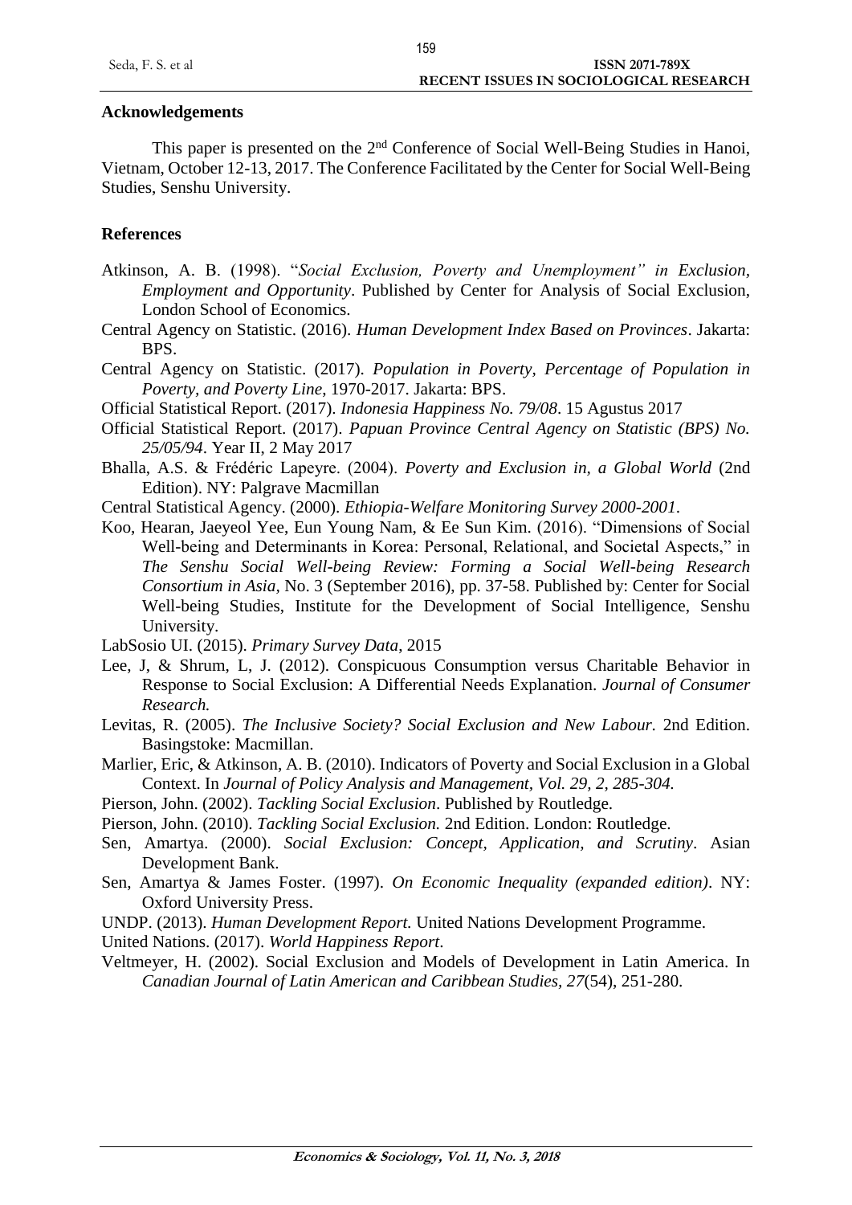## Acknowledgements

This paper is presented on the 2nd Conference of Social Well-Being Studies in Hanoi, Vietnam, October 12-13, 2017. The Conference Facilitated by the Center for Social Well-Being Studies, Senshu University.

## References

Atkinson, A. B. (1998). "*Social Exclusion, Poverty and Unemployment" in Exclusion, Employment and Opportunity*. Published by Center for Analysis of Social Exclusion, London School of Economics.

Central Agency on Statistic. (2016). *Human Development Index Based on Provinces*. Jakarta: BPS.

Central Agency on Statistic. (2017). *Population in Poverty, Percentage of Population in Poverty, and Poverty Line*, 1970-2017. Jakarta: BPS.

Official Statistical Report. (2017). *Indonesia Happiness No. 79/08*. 15 Agustus 2017

Official Statistical Report. (2017). *Papuan Province Central Agency on Statistic (BPS) No. 25/05/94*. Year II, 2 May 2017

Bhalla, A.S. & Frédéric Lapeyre. (2004). *Poverty and Exclusion in, a Global World* (2nd Edition). NY: Palgrave Macmillan

Central Statistical Agency. (2000). *Ethiopia-Welfare Monitoring Survey 2000-2001*.

Koo, Hearan, Jaeyeol Yee, Eun Young Nam, & Ee Sun Kim. (2016). "Dimensions of Social Well-being and Determinants in Korea: Personal, Relational, and Societal Aspects," in *The Senshu Social Well-being Review: Forming a Social Well-being Research Consortium in Asia*, No. 3 (September 2016), pp. 37-58. Published by: Center for Social Well-being Studies, Institute for the Development of Social Intelligence, Senshu University.

LabSosio UI. (2015). *Primary Survey Data*, 2015

Lee, J, & Shrum, L, J. (2012). Conspicuous Consumption versus Charitable Behavior in Response to Social Exclusion: A Differential Needs Explanation. *Journal of Consumer Research.*

Levitas, R. (2005). *The Inclusive Society? Social Exclusion and New Labour.* 2nd Edition. Basingstoke: Macmillan.

Marlier, Eric, & Atkinson, A. B. (2010). Indicators of Poverty and Social Exclusion in a Global Context. In *Journal of Policy Analysis and Management, Vol. 29, 2, 285-304.*

Pierson, John. (2002). *Tackling Social Exclusion*. Published by Routledge.

Pierson, John. (2010). *Tackling Social Exclusion.* 2nd Edition. London: Routledge.

Sen, Amartya. (2000). *Social Exclusion: Concept, Application, and Scrutiny*. Asian Development Bank.

Sen, Amartya & James Foster. (1997). *On Economic Inequality (expanded edition)*. NY: Oxford University Press.

UNDP. (2013). *Human Development Report.* United Nations Development Programme.

United Nations. (2017). *World Happiness Report*.

Veltmeyer, H. (2002). Social Exclusion and Models of Development in Latin America. In *Canadian Journal of Latin American and Caribbean Studies*, *27*(54), 251-280.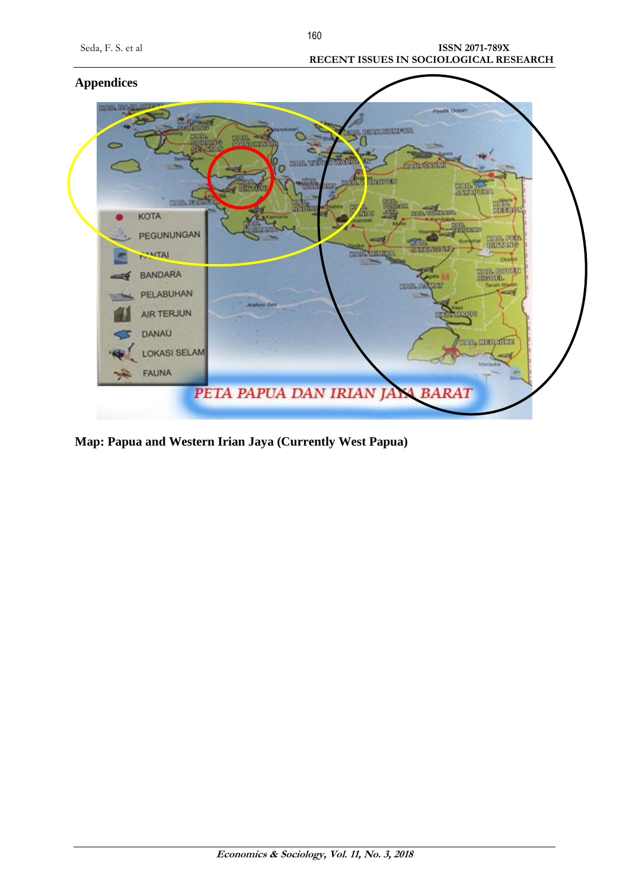## Appendices

Map: Papua and Western Irian Jaya (Currently West Papua)